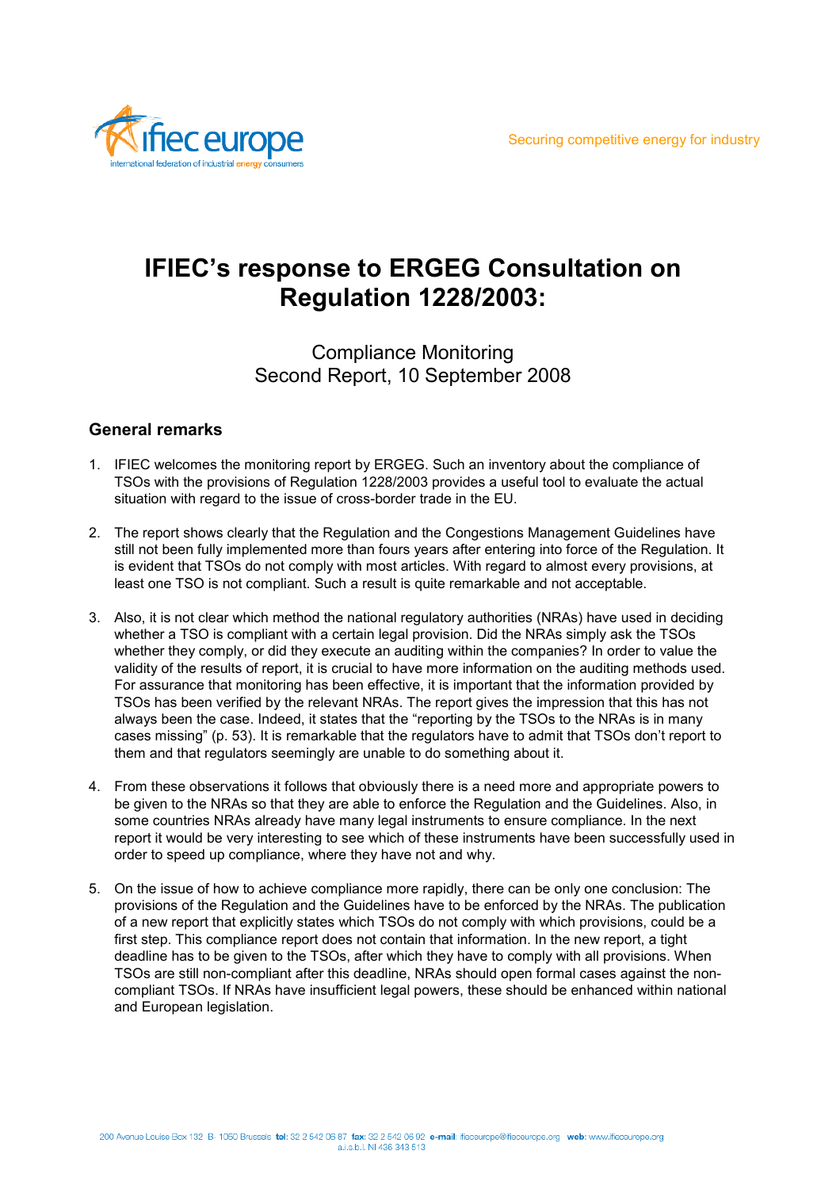# IFIEC's response to ERGEG Consultation on Regulation 1228/2003:

Compliance Monitoring
Second Report, 10 September 2008

## General remarks

1. IFIEC welcomes the monitoring report by ERGEG. Such an inventory about the compliance of TSOs with the provisions of Regulation 1228/2003 provides a useful tool to evaluate the actual situation with regard to the issue of cross-border trade in the EU.

2. The report shows clearly that the Regulation and the Congestions Management Guidelines have still not been fully implemented more than fours years after entering into force of the Regulation. It is evident that TSOs do not comply with most articles. With regard to almost every provisions, at least one TSO is not compliant. Such a result is quite remarkable and not acceptable.

3. Also, it is not clear which method the national regulatory authorities (NRAs) have used in deciding whether a TSO is compliant with a certain legal provision. Did the NRAs simply ask the TSOs whether they comply, or did they execute an auditing within the companies? In order to value the validity of the results of report, it is crucial to have more information on the auditing methods used. For assurance that monitoring has been effective, it is important that the information provided by TSOs has been verified by the relevant NRAs. The report gives the impression that this has not always been the case. Indeed, it states that the "reporting by the TSOs to the NRAs is in many cases missing" (p. 53). It is remarkable that the regulators have to admit that TSOs don't report to them and that regulators seemingly are unable to do something about it.

4. From these observations it follows that obviously there is a need more and appropriate powers to be given to the NRAs so that they are able to enforce the Regulation and the Guidelines. Also, in some countries NRAs already have many legal instruments to ensure compliance. In the next report it would be very interesting to see which of these instruments have been successfully used in order to speed up compliance, where they have not and why.

5. On the issue of how to achieve compliance more rapidly, there can be only one conclusion: The provisions of the Regulation and the Guidelines have to be enforced by the NRAs. The publication of a new report that explicitly states which TSOs do not comply with which provisions, could be a first step. This compliance report does not contain that information. In the new report, a tight deadline has to be given to the TSOs, after which they have to comply with all provisions. When TSOs are still non-compliant after this deadline, NRAs should open formal cases against the non-compliant TSOs. If NRAs have insufficient legal powers, these should be enhanced within national and European legislation.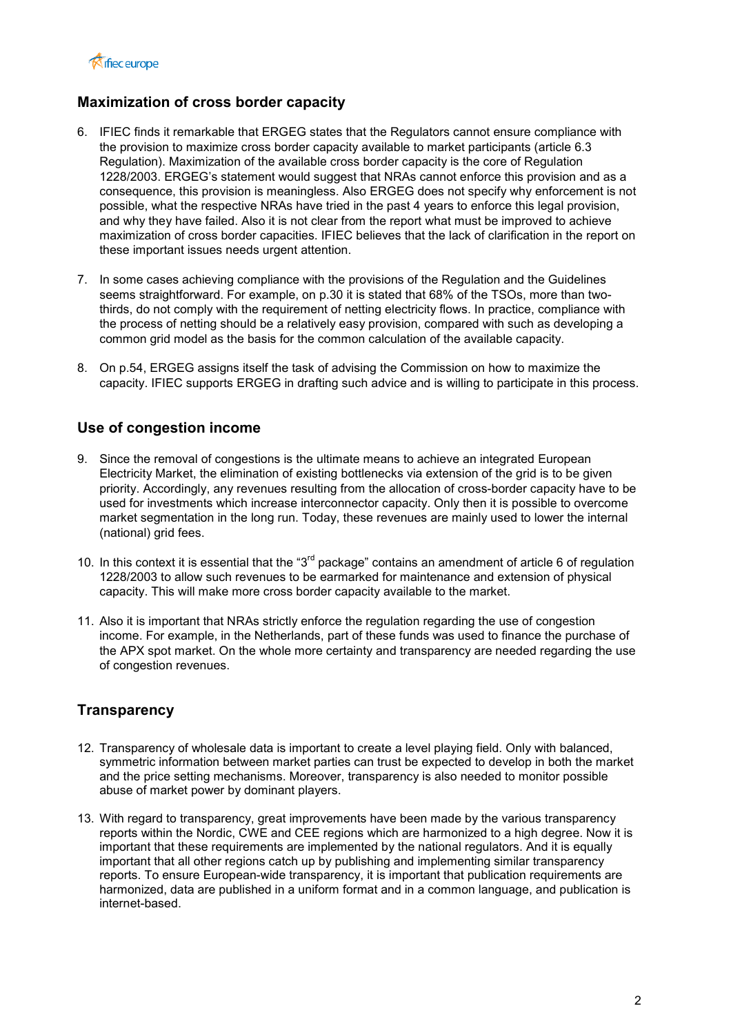## Maximization of cross border capacity

6. IFIEC finds it remarkable that ERGEG states that the Regulators cannot ensure compliance with the provision to maximize cross border capacity available to market participants (article 6.3 Regulation). Maximization of the available cross border capacity is the core of Regulation 1228/2003. ERGEG's statement would suggest that NRAs cannot enforce this provision and as a consequence, this provision is meaningless. Also ERGEG does not specify why enforcement is not possible, what the respective NRAs have tried in the past 4 years to enforce this legal provision, and why they have failed. Also it is not clear from the report what must be improved to achieve maximization of cross border capacities. IFIEC believes that the lack of clarification in the report on these important issues needs urgent attention.

7. In some cases achieving compliance with the provisions of the Regulation and the Guidelines seems straightforward. For example, on p.30 it is stated that 68% of the TSOs, more than two-thirds, do not comply with the requirement of netting electricity flows. In practice, compliance with the process of netting should be a relatively easy provision, compared with such as developing a common grid model as the basis for the common calculation of the available capacity.

8. On p.54, ERGEG assigns itself the task of advising the Commission on how to maximize the capacity. IFIEC supports ERGEG in drafting such advice and is willing to participate in this process.

## Use of congestion income

9. Since the removal of congestions is the ultimate means to achieve an integrated European Electricity Market, the elimination of existing bottlenecks via extension of the grid is to be given priority. Accordingly, any revenues resulting from the allocation of cross-border capacity have to be used for investments which increase interconnector capacity. Only then it is possible to overcome market segmentation in the long run. Today, these revenues are mainly used to lower the internal (national) grid fees.

10. In this context it is essential that the "3rd package" contains an amendment of article 6 of regulation 1228/2003 to allow such revenues to be earmarked for maintenance and extension of physical capacity. This will make more cross border capacity available to the market.

11. Also it is important that NRAs strictly enforce the regulation regarding the use of congestion income. For example, in the Netherlands, part of these funds was used to finance the purchase of the APX spot market. On the whole more certainty and transparency are needed regarding the use of congestion revenues.

## Transparency

12. Transparency of wholesale data is important to create a level playing field. Only with balanced, symmetric information between market parties can trust be expected to develop in both the market and the price setting mechanisms. Moreover, transparency is also needed to monitor possible abuse of market power by dominant players.

13. With regard to transparency, great improvements have been made by the various transparency reports within the Nordic, CWE and CEE regions which are harmonized to a high degree. Now it is important that these requirements are implemented by the national regulators. And it is equally important that all other regions catch up by publishing and implementing similar transparency reports. To ensure European-wide transparency, it is important that publication requirements are harmonized, data are published in a uniform format and in a common language, and publication is internet-based.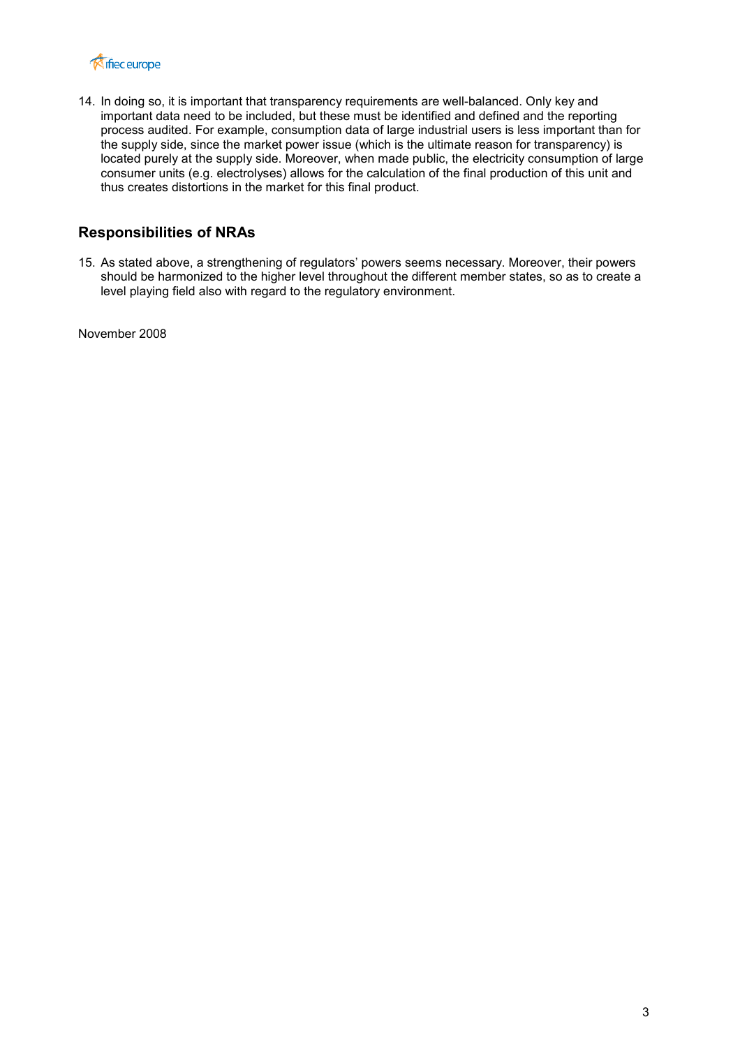14. In doing so, it is important that transparency requirements are well-balanced. Only key and important data need to be included, but these must be identified and defined and the reporting process audited. For example, consumption data of large industrial users is less important than for the supply side, since the market power issue (which is the ultimate reason for transparency) is located purely at the supply side. Moreover, when made public, the electricity consumption of large consumer units (e.g. electrolyses) allows for the calculation of the final production of this unit and thus creates distortions in the market for this final product.

## Responsibilities of NRAs

15. As stated above, a strengthening of regulators' powers seems necessary. Moreover, their powers should be harmonized to the higher level throughout the different member states, so as to create a level playing field also with regard to the regulatory environment.

November 2008